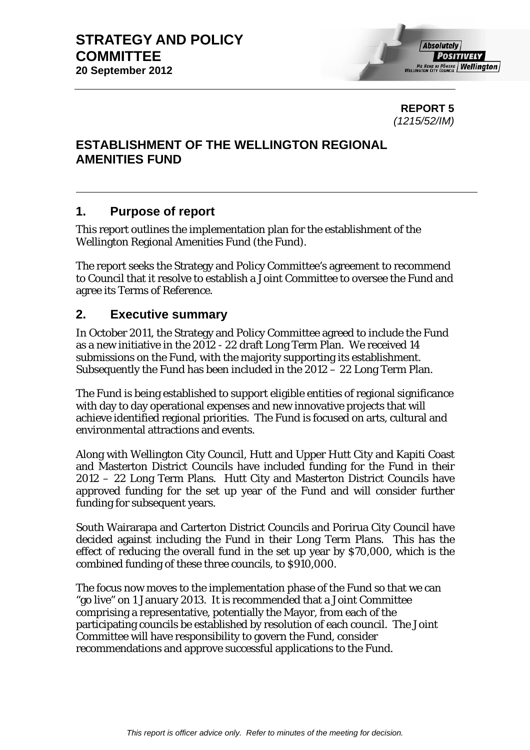**STRATEGY AND POLICY COMMITTEE**
**20 September 2012**

**REPORT 5**
*(1215/52/IM)*

## ESTABLISHMENT OF THE WELLINGTON REGIONAL AMENITIES FUND

## 1. Purpose of report

This report outlines the implementation plan for the establishment of the Wellington Regional Amenities Fund (the Fund).

The report seeks the Strategy and Policy Committee's agreement to recommend to Council that it resolve to establish a Joint Committee to oversee the Fund and agree its Terms of Reference.

## 2. Executive summary

In October 2011, the Strategy and Policy Committee agreed to include the Fund as a new initiative in the 2012 - 22 draft Long Term Plan. We received 14 submissions on the Fund, with the majority supporting its establishment. Subsequently the Fund has been included in the 2012 – 22 Long Term Plan.

The Fund is being established to support eligible entities of regional significance with day to day operational expenses and new innovative projects that will achieve identified regional priorities. The Fund is focused on arts, cultural and environmental attractions and events.

Along with Wellington City Council, Hutt and Upper Hutt City and Kapiti Coast and Masterton District Councils have included funding for the Fund in their 2012 – 22 Long Term Plans. Hutt City and Masterton District Councils have approved funding for the set up year of the Fund and will consider further funding for subsequent years.

South Wairarapa and Carterton District Councils and Porirua City Council have decided against including the Fund in their Long Term Plans. This has the effect of reducing the overall fund in the set up year by $70,000, which is the combined funding of these three councils, to $910,000.

The focus now moves to the implementation phase of the Fund so that we can "go live" on 1 January 2013. It is recommended that a Joint Committee comprising a representative, potentially the Mayor, from each of the participating councils be established by resolution of each council. The Joint Committee will have responsibility to govern the Fund, consider recommendations and approve successful applications to the Fund.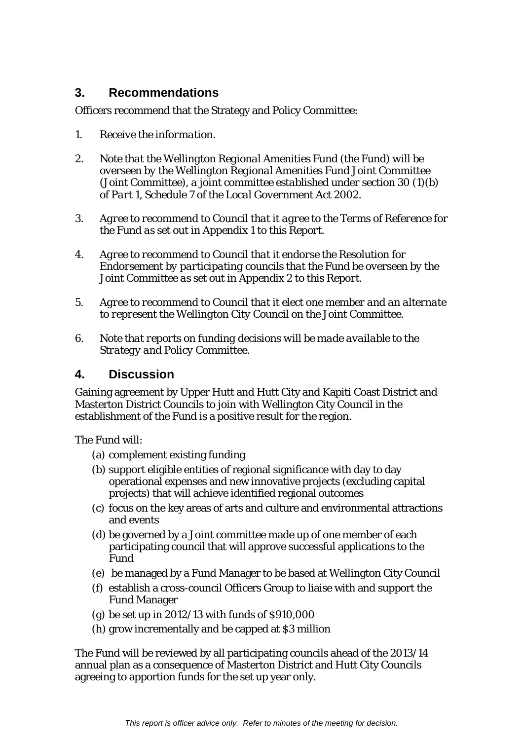## 3. Recommendations

Officers recommend that the Strategy and Policy Committee:

1. *Receive the information.*

2. *Note that the Wellington Regional Amenities Fund (the Fund) will be overseen by the Wellington Regional Amenities Fund Joint Committee (Joint Committee), a joint committee established under section 30 (1)(b) of Part 1, Schedule 7 of the Local Government Act 2002.*

3. *Agree to recommend to Council that it agree to the Terms of Reference for the Fund as set out in Appendix 1 to this Report.*

4. *Agree to recommend to Council that it endorse the Resolution for Endorsement by participating councils that the Fund be overseen by the Joint Committee as set out in Appendix 2 to this Report.*

5. *Agree to recommend to Council that it elect one member and an alternate to represent the Wellington City Council on the Joint Committee.*

6. *Note that reports on funding decisions will be made available to the Strategy and Policy Committee.*

## 4. Discussion

Gaining agreement by Upper Hutt and Hutt City and Kapiti Coast District and Masterton District Councils to join with Wellington City Council in the establishment of the Fund is a positive result for the region.

The Fund will:

(a) complement existing funding
(b) support eligible entities of regional significance with day to day operational expenses and new innovative projects (excluding capital projects) that will achieve identified regional outcomes
(c) focus on the key areas of arts and culture and environmental attractions and events
(d) be governed by a Joint committee made up of one member of each participating council that will approve successful applications to the Fund
(e) be managed by a Fund Manager to be based at Wellington City Council
(f) establish a cross-council Officers Group to liaise with and support the Fund Manager
(g) be set up in 2012/13 with funds of $910,000
(h) grow incrementally and be capped at $3 million

The Fund will be reviewed by all participating councils ahead of the 2013/14 annual plan as a consequence of Masterton District and Hutt City Councils agreeing to apportion funds for the set up year only.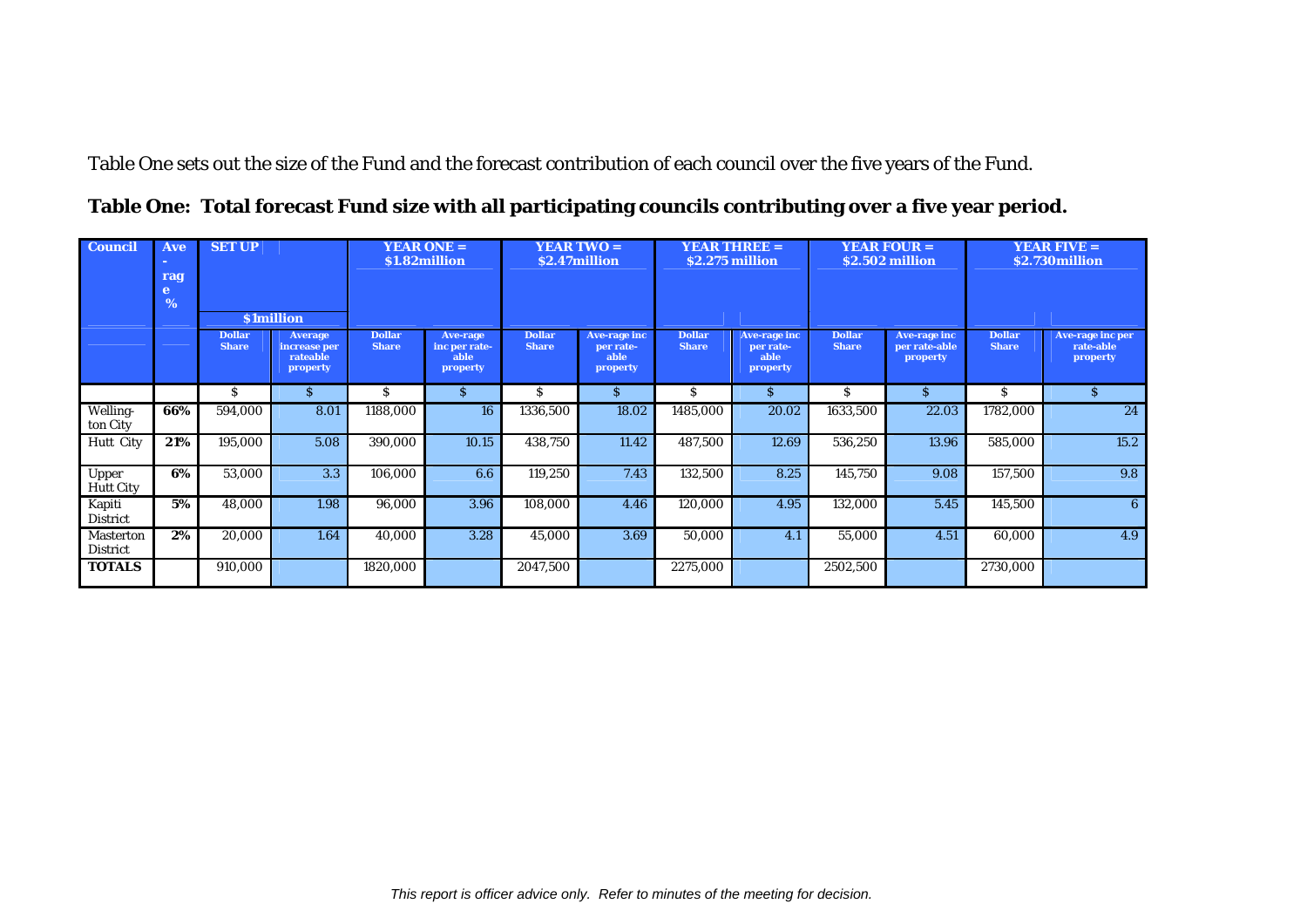Table One sets out the size of the Fund and the forecast contribution of each council over the five years of the Fund.

**Table One: Total forecast Fund size with all participating councils contributing over a five year period.**

| Council | Ave-rage % | SET UP $1million | | YEAR ONE = $1.82million | | YEAR TWO = $2.47million | | YEAR THREE = $2.275 million | | YEAR FOUR = $2.502 million | | YEAR FIVE = $2.730million | |
|---|---|---|---|---|---|---|---|---|---|---|---|---|---|
| | | Dollar Share | Average increase per rateable property | Dollar Share | Ave-rage inc per rate-able property | Dollar Share | Ave-rage inc per rate-able property | Dollar Share | Ave-rage inc per rate-able property | Dollar Share | Ave-rage inc per rate-able property | Dollar Share | Ave-rage inc per rate-able property |
| | | $ | $ | $ | $ | $ | $ | $ | $ | $ | $ | $ | $ |
| Welling-ton City | **66%** | 594,000 | 8.01 | 1188,000 | 16 | 1336,500 | 18.02 | 1485,000 | 20.02 | 1633,500 | 22.03 | 1782,000 | 24 |
| Hutt City | **21%** | 195,000 | 5.08 | 390,000 | 10.15 | 438,750 | 11.42 | 487,500 | 12.69 | 536,250 | 13.96 | 585,000 | 15.2 |
| Upper Hutt City | **6%** | 53,000 | 3.3 | 106,000 | 6.6 | 119,250 | 7.43 | 132,500 | 8.25 | 145,750 | 9.08 | 157,500 | 9.8 |
| Kapiti District | **5%** | 48,000 | 1.98 | 96,000 | 3.96 | 108,000 | 4.46 | 120,000 | 4.95 | 132,000 | 5.45 | 145,500 | 6 |
| Masterton District | **2%** | 20,000 | 1.64 | 40,000 | 3.28 | 45,000 | 3.69 | 50,000 | 4.1 | 55,000 | 4.51 | 60,000 | 4.9 |
| **TOTALS** | | 910,000 | | 1820,000 | | 2047,500 | | 2275,000 | | 2502,500 | | 2730,000 | |

*This report is officer advice only. Refer to minutes of the meeting for decision.*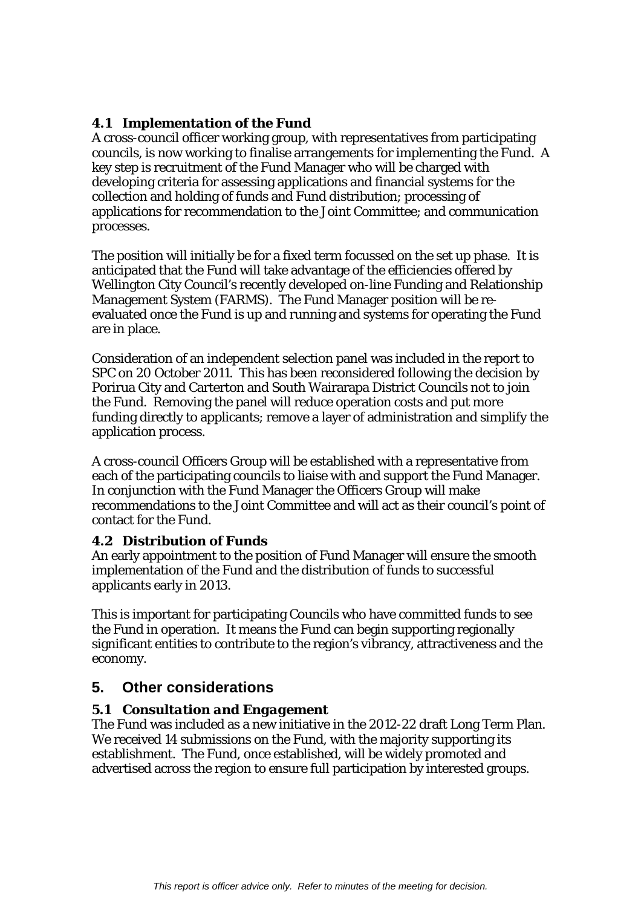### *4.1 Implementation of the Fund*

A cross-council officer working group, with representatives from participating councils, is now working to finalise arrangements for implementing the Fund. A key step is recruitment of the Fund Manager who will be charged with developing criteria for assessing applications and financial systems for the collection and holding of funds and Fund distribution; processing of applications for recommendation to the Joint Committee; and communication processes.

The position will initially be for a fixed term focussed on the set up phase. It is anticipated that the Fund will take advantage of the efficiencies offered by Wellington City Council's recently developed on-line Funding and Relationship Management System (FARMS). The Fund Manager position will be re-evaluated once the Fund is up and running and systems for operating the Fund are in place.

Consideration of an independent selection panel was included in the report to SPC on 20 October 2011. This has been reconsidered following the decision by Porirua City and Carterton and South Wairarapa District Councils not to join the Fund. Removing the panel will reduce operation costs and put more funding directly to applicants; remove a layer of administration and simplify the application process.

A cross-council Officers Group will be established with a representative from each of the participating councils to liaise with and support the Fund Manager. In conjunction with the Fund Manager the Officers Group will make recommendations to the Joint Committee and will act as their council's point of contact for the Fund.

### *4.2 Distribution of Funds*

An early appointment to the position of Fund Manager will ensure the smooth implementation of the Fund and the distribution of funds to successful applicants early in 2013.

This is important for participating Councils who have committed funds to see the Fund in operation. It means the Fund can begin supporting regionally significant entities to contribute to the region's vibrancy, attractiveness and the economy.

## 5. Other considerations

### *5.1 Consultation and Engagement*

The Fund was included as a new initiative in the 2012-22 draft Long Term Plan. We received 14 submissions on the Fund, with the majority supporting its establishment. The Fund, once established, will be widely promoted and advertised across the region to ensure full participation by interested groups.

*This report is officer advice only. Refer to minutes of the meeting for decision.*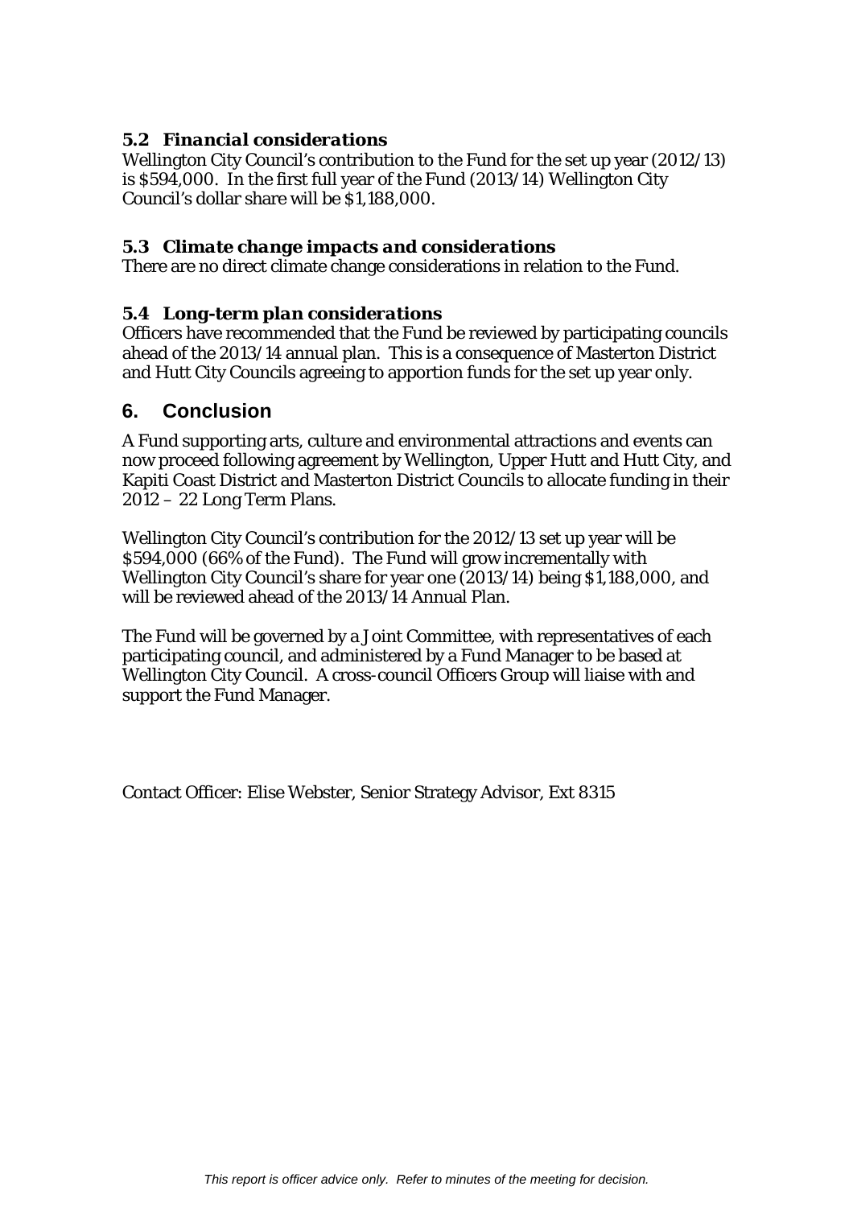### *5.2 Financial considerations*

Wellington City Council's contribution to the Fund for the set up year (2012/13) is $594,000. In the first full year of the Fund (2013/14) Wellington City Council's dollar share will be $1,188,000.

### *5.3 Climate change impacts and considerations*

There are no direct climate change considerations in relation to the Fund.

### *5.4 Long-term plan considerations*

Officers have recommended that the Fund be reviewed by participating councils ahead of the 2013/14 annual plan. This is a consequence of Masterton District and Hutt City Councils agreeing to apportion funds for the set up year only.

## 6. Conclusion

A Fund supporting arts, culture and environmental attractions and events can now proceed following agreement by Wellington, Upper Hutt and Hutt City, and Kapiti Coast District and Masterton District Councils to allocate funding in their 2012 – 22 Long Term Plans.

Wellington City Council's contribution for the 2012/13 set up year will be $594,000 (66% of the Fund). The Fund will grow incrementally with Wellington City Council's share for year one (2013/14) being $1,188,000, and will be reviewed ahead of the 2013/14 Annual Plan.

The Fund will be governed by a Joint Committee, with representatives of each participating council, and administered by a Fund Manager to be based at Wellington City Council. A cross-council Officers Group will liaise with and support the Fund Manager.

Contact Officer: Elise Webster, Senior Strategy Advisor, Ext 8315

*This report is officer advice only. Refer to minutes of the meeting for decision.*